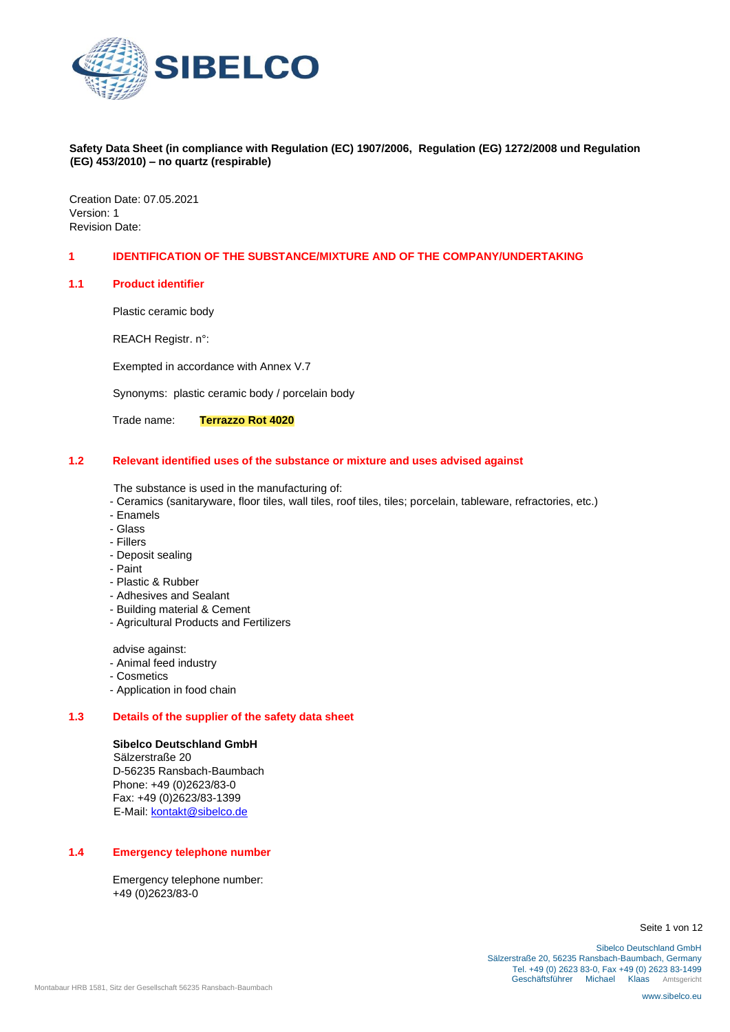**Safety Data Sheet (in compliance with Regulation (EC) 1907/2006, Regulation (EG) 1272/2008 und Regulation (EG) 453/2010) – no quartz (respirable)**

Creation Date: 07.05.2021
Version: 1
Revision Date:

# 1 IDENTIFICATION OF THE SUBSTANCE/MIXTURE AND OF THE COMPANY/UNDERTAKING

## 1.1 Product identifier

Plastic ceramic body

REACH Registr. n°:

Exempted in accordance with Annex V.7

Synonyms: plastic ceramic body / porcelain body

Trade name: **Terrazzo Rot 4020**

## 1.2 Relevant identified uses of the substance or mixture and uses advised against

The substance is used in the manufacturing of:

- Ceramics (sanitaryware, floor tiles, wall tiles, roof tiles, tiles; porcelain, tableware, refractories, etc.)
- Enamels
- Glass
- Fillers
- Deposit sealing
- Paint
- Plastic & Rubber
- Adhesives and Sealant
- Building material & Cement
- Agricultural Products and Fertilizers

advise against:

- Animal feed industry
- Cosmetics
- Application in food chain

## 1.3 Details of the supplier of the safety data sheet

**Sibelco Deutschland GmbH**
Sälzerstraße 20
D-56235 Ransbach-Baumbach
Phone: +49 (0)2623/83-0
Fax: +49 (0)2623/83-1399
E-Mail: kontakt@sibelco.de

## 1.4 Emergency telephone number

Emergency telephone number:
+49 (0)2623/83-0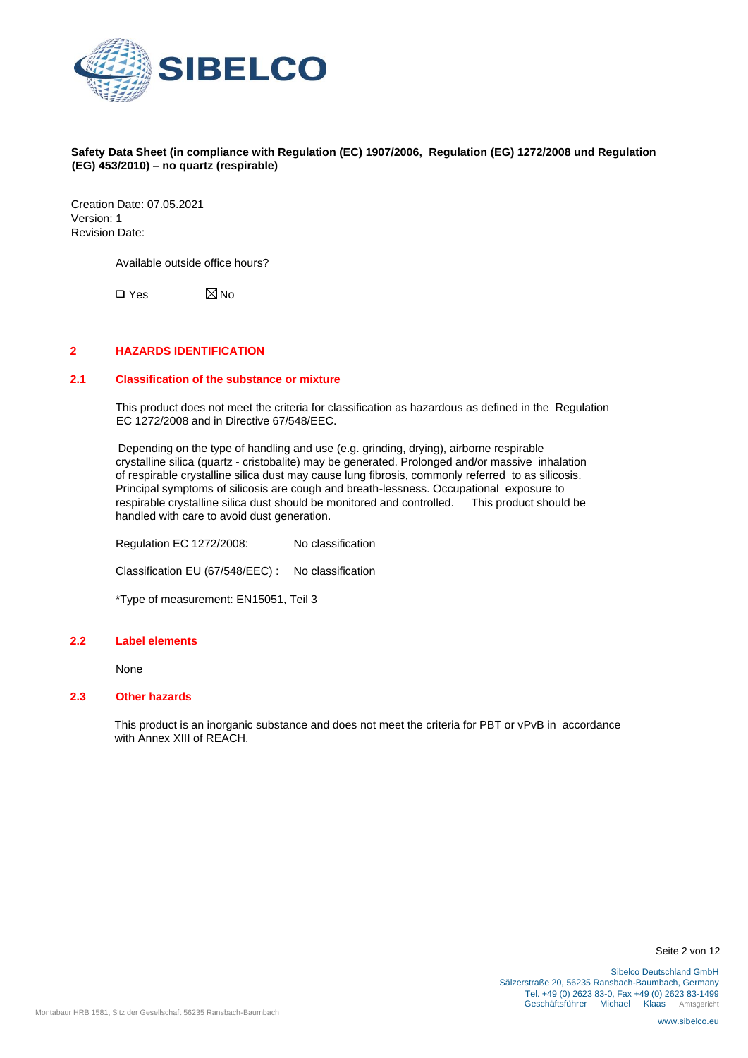**Safety Data Sheet (in compliance with Regulation (EC) 1907/2006, Regulation (EG) 1272/2008 und Regulation (EG) 453/2010) – no quartz (respirable)**

Creation Date: 07.05.2021
Version: 1
Revision Date:

Available outside office hours?

☐ Yes ☒ No

## 2 HAZARDS IDENTIFICATION

### 2.1 Classification of the substance or mixture

This product does not meet the criteria for classification as hazardous as defined in the Regulation EC 1272/2008 and in Directive 67/548/EEC.

Depending on the type of handling and use (e.g. grinding, drying), airborne respirable crystalline silica (quartz - cristobalite) may be generated. Prolonged and/or massive inhalation of respirable crystalline silica dust may cause lung fibrosis, commonly referred to as silicosis. Principal symptoms of silicosis are cough and breath-lessness. Occupational exposure to respirable crystalline silica dust should be monitored and controlled. This product should be handled with care to avoid dust generation.

Regulation EC 1272/2008: No classification

Classification EU (67/548/EEC) : No classification

*Type of measurement: EN15051, Teil 3

### 2.2 Label elements

None

### 2.3 Other hazards

This product is an inorganic substance and does not meet the criteria for PBT or vPvB in accordance with Annex XIII of REACH.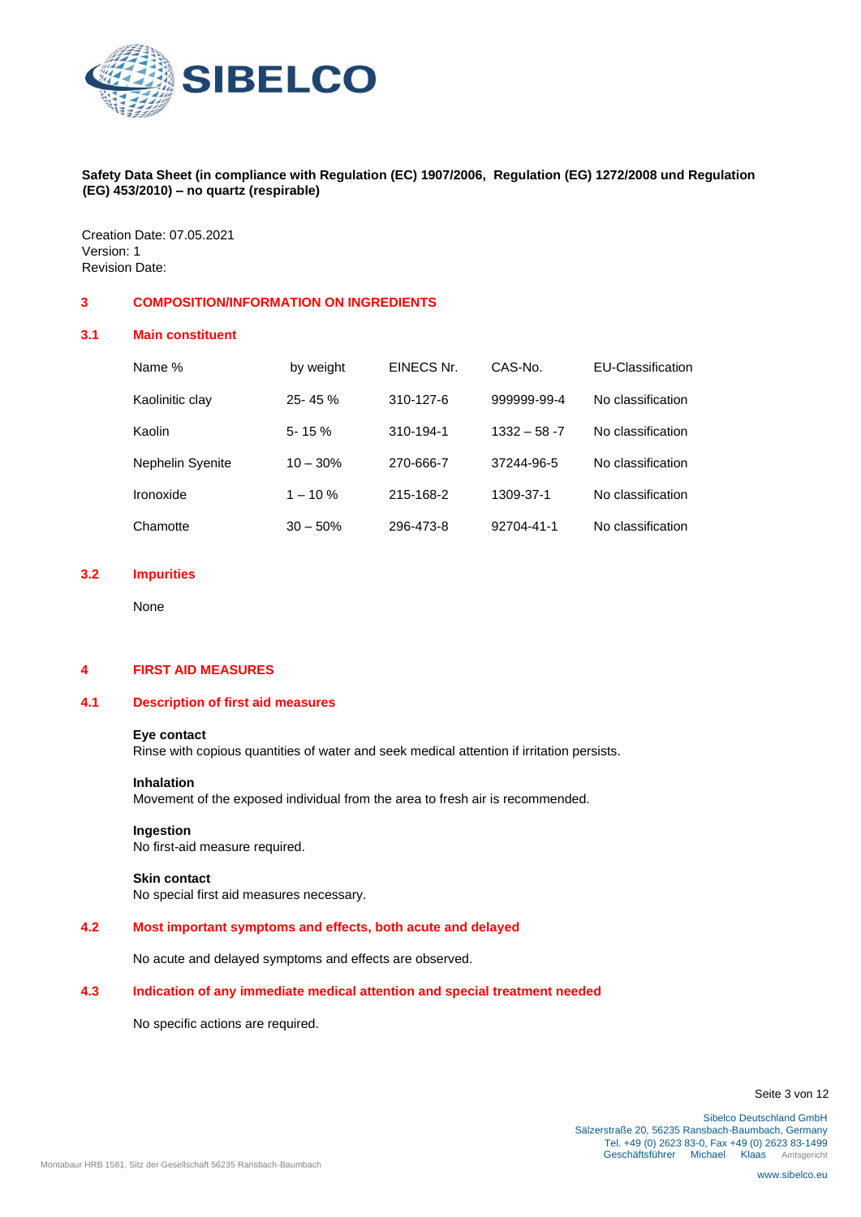**Safety Data Sheet (in compliance with Regulation (EC) 1907/2006, Regulation (EG) 1272/2008 und Regulation (EG) 453/2010) – no quartz (respirable)**

Creation Date: 07.05.2021
Version: 1
Revision Date:

## 3 COMPOSITION/INFORMATION ON INGREDIENTS

### 3.1 Main constituent

| Name % | by weight | EINECS Nr. | CAS-No. | EU-Classification |
|---|---|---|---|---|
| Kaolinitic clay | 25- 45 % | 310-127-6 | 999999-99-4 | No classification |
| Kaolin | 5- 15 % | 310-194-1 | 1332 – 58 -7 | No classification |
| Nephelin Syenite | 10 – 30% | 270-666-7 | 37244-96-5 | No classification |
| Ironoxide | 1 – 10 % | 215-168-2 | 1309-37-1 | No classification |
| Chamotte | 30 – 50% | 296-473-8 | 92704-41-1 | No classification |

### 3.2 Impurities

None

## 4 FIRST AID MEASURES

### 4.1 Description of first aid measures

**Eye contact**
Rinse with copious quantities of water and seek medical attention if irritation persists.

**Inhalation**
Movement of the exposed individual from the area to fresh air is recommended.

**Ingestion**
No first-aid measure required.

**Skin contact**
No special first aid measures necessary.

### 4.2 Most important symptoms and effects, both acute and delayed

No acute and delayed symptoms and effects are observed.

### 4.3 Indication of any immediate medical attention and special treatment needed

No specific actions are required.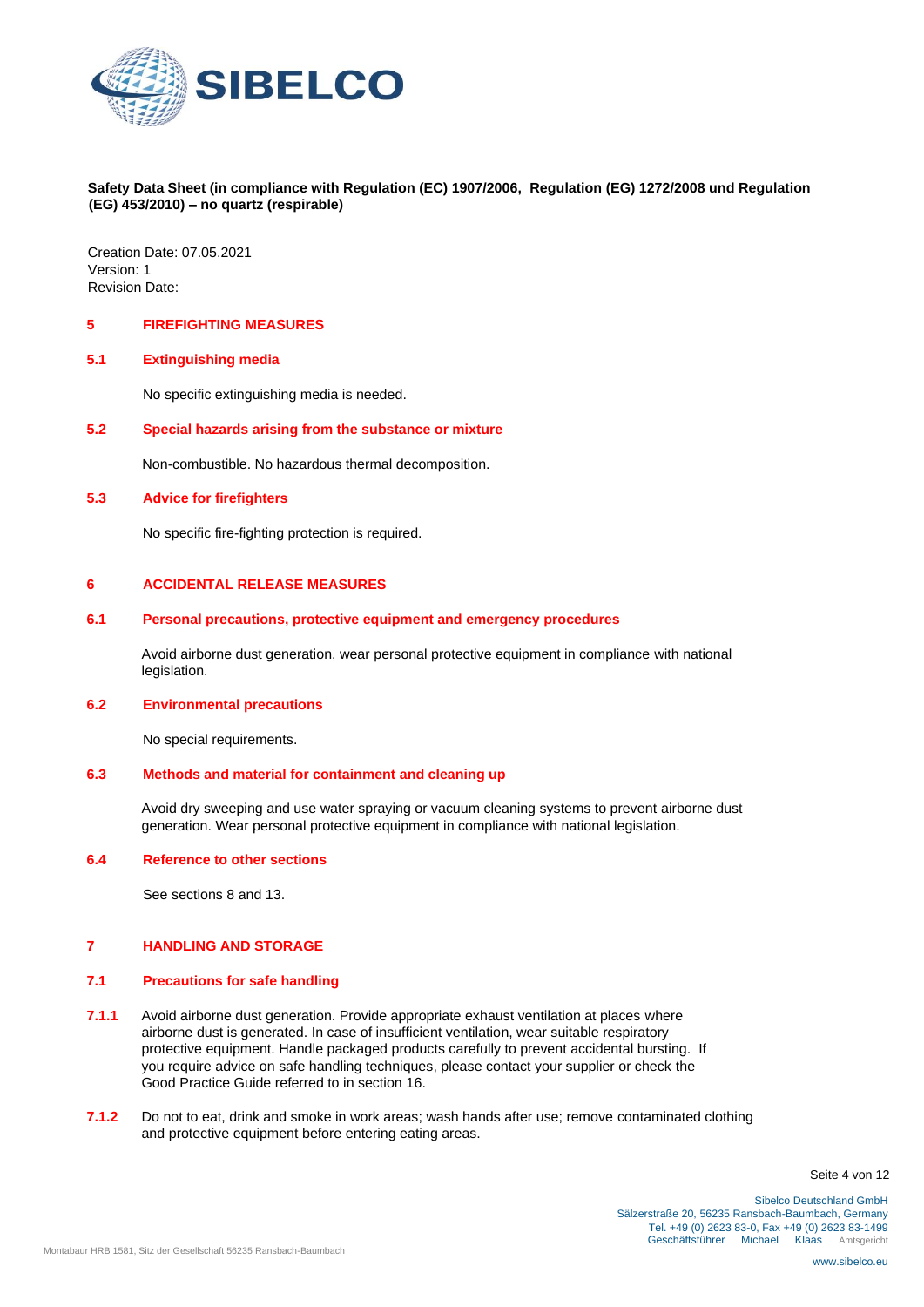**Safety Data Sheet (in compliance with Regulation (EC) 1907/2006, Regulation (EG) 1272/2008 und Regulation (EG) 453/2010) – no quartz (respirable)**

Creation Date: 07.05.2021
Version: 1
Revision Date:

## 5 FIREFIGHTING MEASURES

### 5.1 Extinguishing media

No specific extinguishing media is needed.

### 5.2 Special hazards arising from the substance or mixture

Non-combustible. No hazardous thermal decomposition.

### 5.3 Advice for firefighters

No specific fire-fighting protection is required.

## 6 ACCIDENTAL RELEASE MEASURES

### 6.1 Personal precautions, protective equipment and emergency procedures

Avoid airborne dust generation, wear personal protective equipment in compliance with national legislation.

### 6.2 Environmental precautions

No special requirements.

### 6.3 Methods and material for containment and cleaning up

Avoid dry sweeping and use water spraying or vacuum cleaning systems to prevent airborne dust generation. Wear personal protective equipment in compliance with national legislation.

### 6.4 Reference to other sections

See sections 8 and 13.

## 7 HANDLING AND STORAGE

### 7.1 Precautions for safe handling

**7.1.1** Avoid airborne dust generation. Provide appropriate exhaust ventilation at places where airborne dust is generated. In case of insufficient ventilation, wear suitable respiratory protective equipment. Handle packaged products carefully to prevent accidental bursting. If you require advice on safe handling techniques, please contact your supplier or check the Good Practice Guide referred to in section 16.

**7.1.2** Do not to eat, drink and smoke in work areas; wash hands after use; remove contaminated clothing and protective equipment before entering eating areas.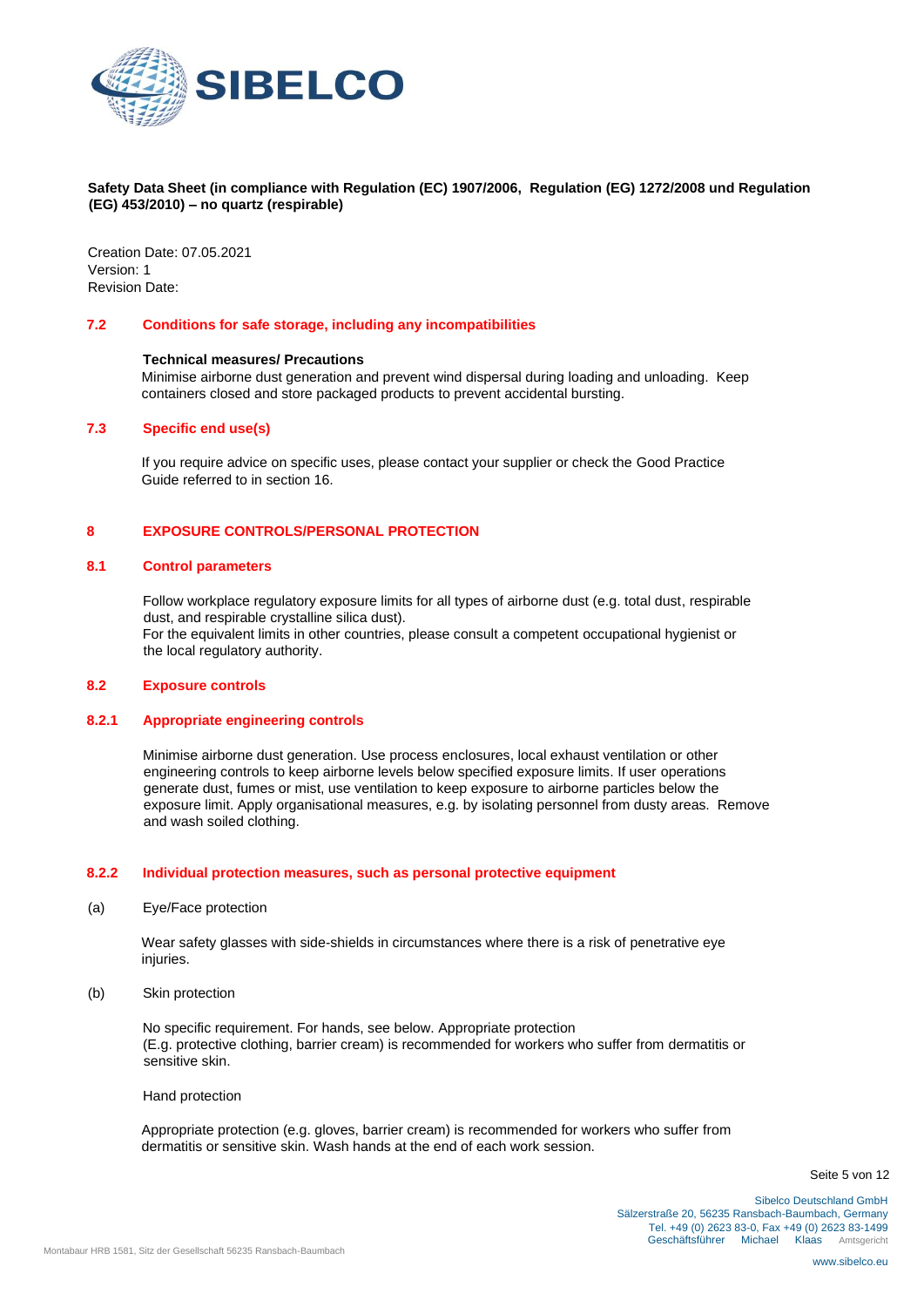**Safety Data Sheet (in compliance with Regulation (EC) 1907/2006, Regulation (EG) 1272/2008 und Regulation (EG) 453/2010) – no quartz (respirable)**

Creation Date: 07.05.2021
Version: 1
Revision Date:

### 7.2 Conditions for safe storage, including any incompatibilities

**Technical measures/ Precautions**

Minimise airborne dust generation and prevent wind dispersal during loading and unloading. Keep containers closed and store packaged products to prevent accidental bursting.

### 7.3 Specific end use(s)

If you require advice on specific uses, please contact your supplier or check the Good Practice Guide referred to in section 16.

## 8 EXPOSURE CONTROLS/PERSONAL PROTECTION

### 8.1 Control parameters

Follow workplace regulatory exposure limits for all types of airborne dust (e.g. total dust, respirable dust, and respirable crystalline silica dust).
For the equivalent limits in other countries, please consult a competent occupational hygienist or the local regulatory authority.

### 8.2 Exposure controls

### 8.2.1 Appropriate engineering controls

Minimise airborne dust generation. Use process enclosures, local exhaust ventilation or other engineering controls to keep airborne levels below specified exposure limits. If user operations generate dust, fumes or mist, use ventilation to keep exposure to airborne particles below the exposure limit. Apply organisational measures, e.g. by isolating personnel from dusty areas. Remove and wash soiled clothing.

### 8.2.2 Individual protection measures, such as personal protective equipment

(a) Eye/Face protection

Wear safety glasses with side-shields in circumstances where there is a risk of penetrative eye injuries.

(b) Skin protection

No specific requirement. For hands, see below. Appropriate protection
(E.g. protective clothing, barrier cream) is recommended for workers who suffer from dermatitis or sensitive skin.

Hand protection

Appropriate protection (e.g. gloves, barrier cream) is recommended for workers who suffer from dermatitis or sensitive skin. Wash hands at the end of each work session.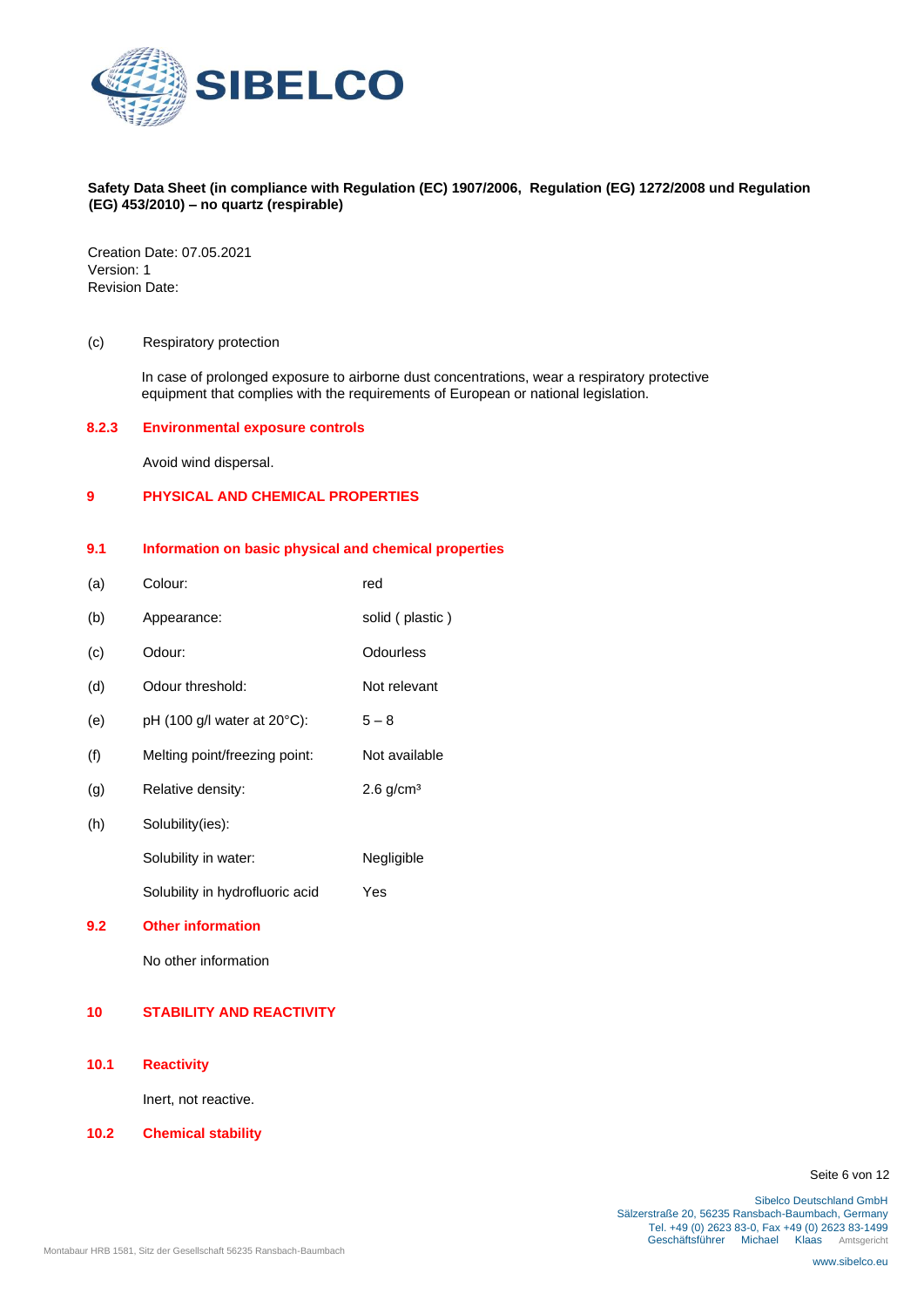**Safety Data Sheet (in compliance with Regulation (EC) 1907/2006, Regulation (EG) 1272/2008 und Regulation (EG) 453/2010) – no quartz (respirable)**

Creation Date: 07.05.2021
Version: 1
Revision Date:

(c) Respiratory protection

In case of prolonged exposure to airborne dust concentrations, wear a respiratory protective equipment that complies with the requirements of European or national legislation.

### 8.2.3 Environmental exposure controls

Avoid wind dispersal.

## 9 PHYSICAL AND CHEMICAL PROPERTIES

### 9.1 Information on basic physical and chemical properties

| | | |
|---|---|---|
| (a) | Colour: | red |
| (b) | Appearance: | solid ( plastic ) |
| (c) | Odour: | Odourless |
| (d) | Odour threshold: | Not relevant |
| (e) | pH (100 g/l water at 20°C): | 5 – 8 |
| (f) | Melting point/freezing point: | Not available |
| (g) | Relative density: | 2.6 g/cm³ |
| (h) | Solubility(ies): | |
| | Solubility in water: | Negligible |
| | Solubility in hydrofluoric acid | Yes |

### 9.2 Other information

No other information

## 10 STABILITY AND REACTIVITY

### 10.1 Reactivity

Inert, not reactive.

### 10.2 Chemical stability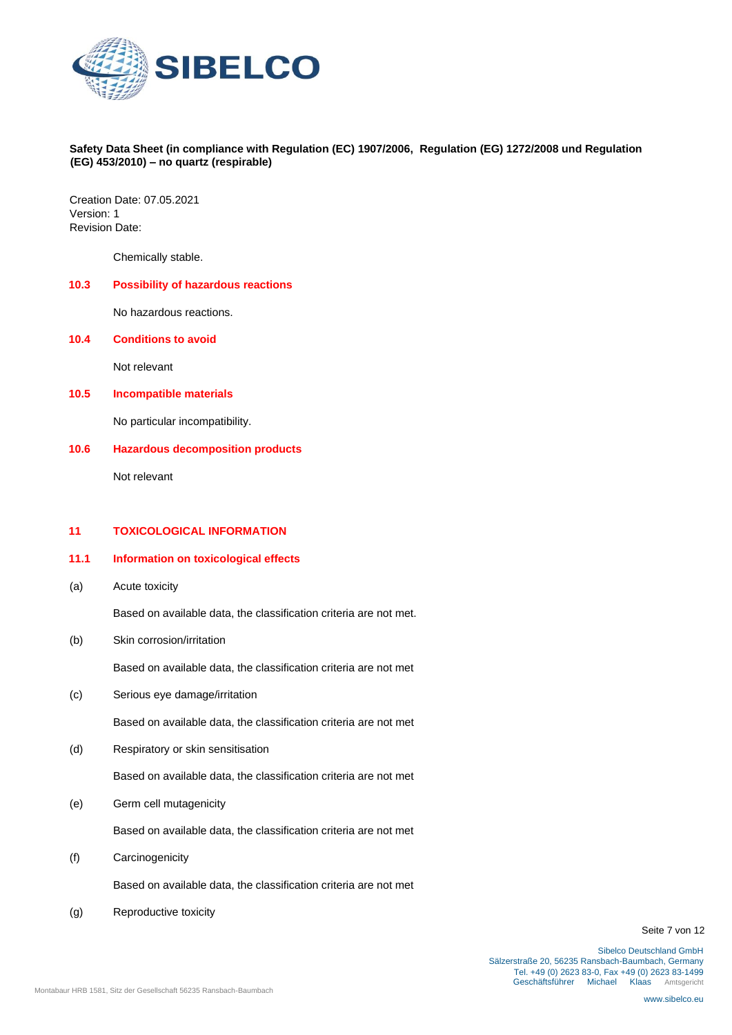Chemically stable.

### 10.3 Possibility of hazardous reactions

No hazardous reactions.

### 10.4 Conditions to avoid

Not relevant

### 10.5 Incompatible materials

No particular incompatibility.

### 10.6 Hazardous decomposition products

Not relevant

## 11 TOXICOLOGICAL INFORMATION

### 11.1 Information on toxicological effects

(a) Acute toxicity

Based on available data, the classification criteria are not met.

(b) Skin corrosion/irritation

Based on available data, the classification criteria are not met

(c) Serious eye damage/irritation

Based on available data, the classification criteria are not met

(d) Respiratory or skin sensitisation

Based on available data, the classification criteria are not met

(e) Germ cell mutagenicity

Based on available data, the classification criteria are not met

(f) Carcinogenicity

Based on available data, the classification criteria are not met

(g) Reproductive toxicity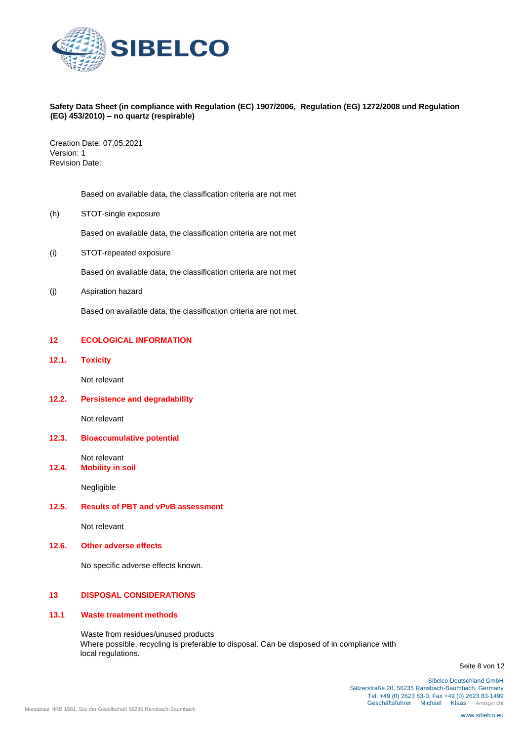Based on available data, the classification criteria are not met

(h) STOT-single exposure

Based on available data, the classification criteria are not met

(i) STOT-repeated exposure

Based on available data, the classification criteria are not met

(j) Aspiration hazard

Based on available data, the classification criteria are not met.

## 12 ECOLOGICAL INFORMATION

### 12.1. Toxicity

Not relevant

### 12.2. Persistence and degradability

Not relevant

### 12.3. Bioaccumulative potential

Not relevant

### 12.4. Mobility in soil

Negligible

### 12.5. Results of PBT and vPvB assessment

Not relevant

### 12.6. Other adverse effects

No specific adverse effects known.

## 13 DISPOSAL CONSIDERATIONS

### 13.1 Waste treatment methods

Waste from residues/unused products
Where possible, recycling is preferable to disposal. Can be disposed of in compliance with local regulations.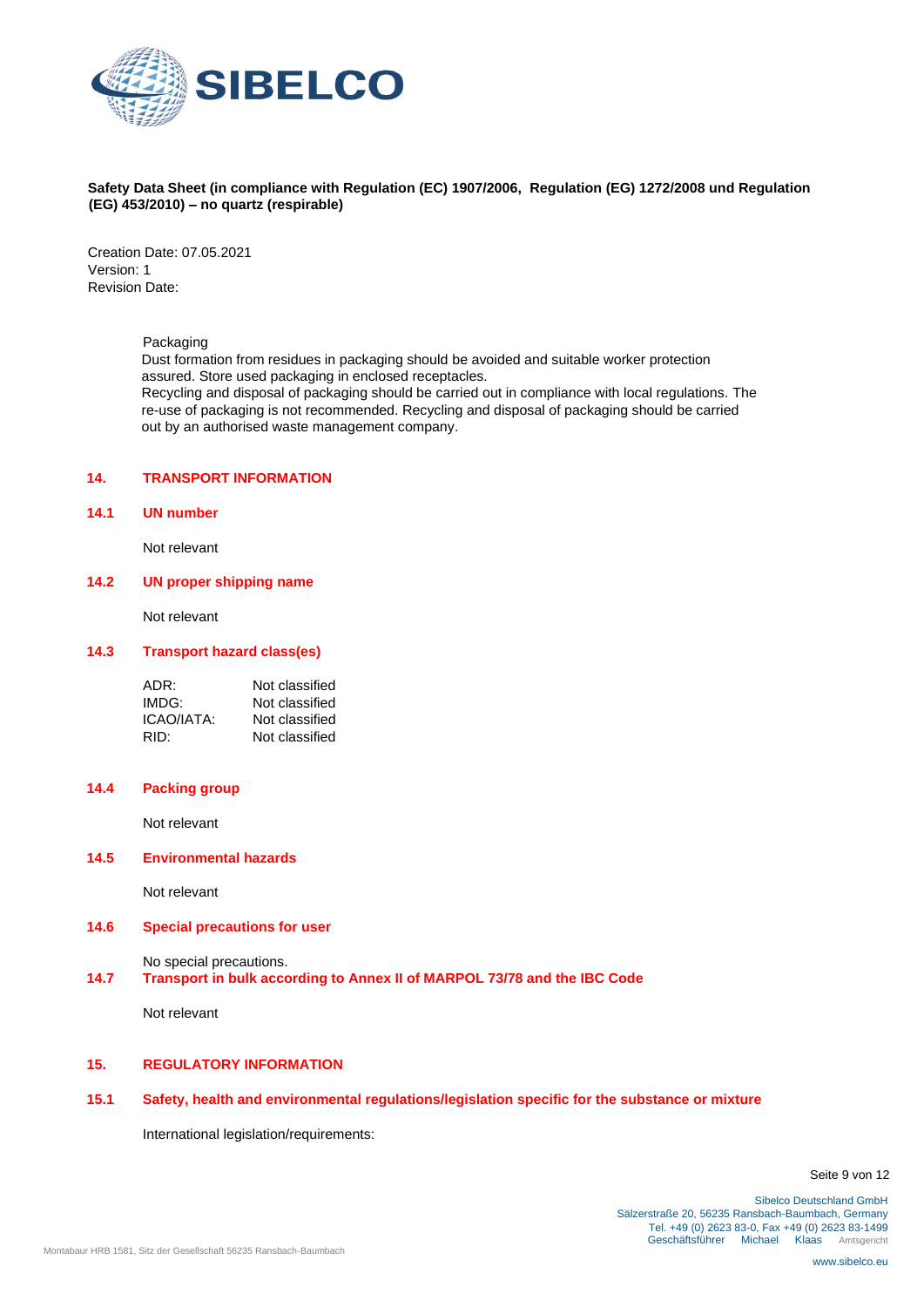Packaging

Dust formation from residues in packaging should be avoided and suitable worker protection assured. Store used packaging in enclosed receptacles.
Recycling and disposal of packaging should be carried out in compliance with local regulations. The re-use of packaging is not recommended. Recycling and disposal of packaging should be carried out by an authorised waste management company.

## 14. TRANSPORT INFORMATION

### 14.1 UN number

Not relevant

### 14.2 UN proper shipping name

Not relevant

### 14.3 Transport hazard class(es)

| | |
|---|---|
| ADR: | Not classified |
| IMDG: | Not classified |
| ICAO/IATA: | Not classified |
| RID: | Not classified |

### 14.4 Packing group

Not relevant

### 14.5 Environmental hazards

Not relevant

### 14.6 Special precautions for user

No special precautions.

### 14.7 Transport in bulk according to Annex II of MARPOL 73/78 and the IBC Code

Not relevant

## 15. REGULATORY INFORMATION

### 15.1 Safety, health and environmental regulations/legislation specific for the substance or mixture

International legislation/requirements: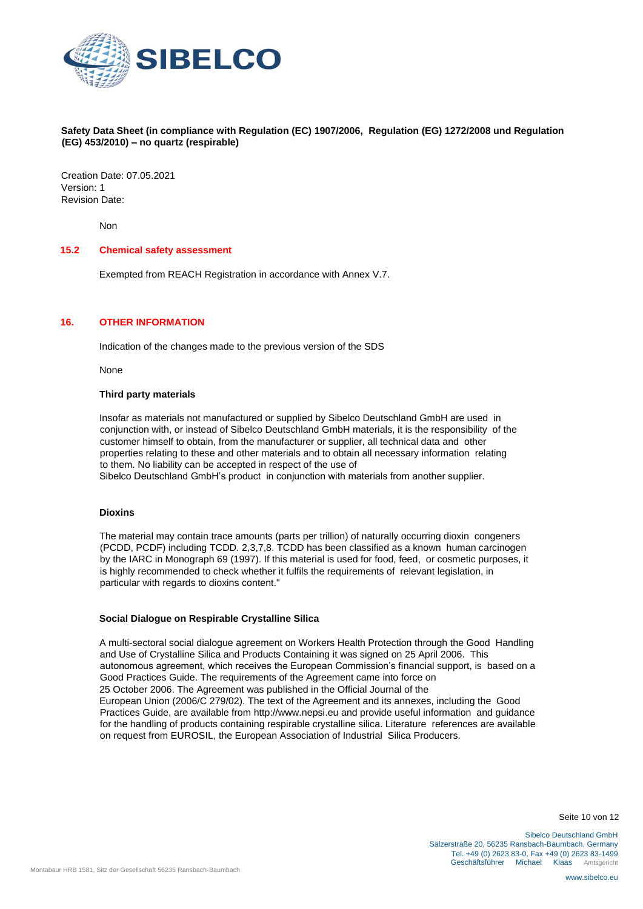**Safety Data Sheet (in compliance with Regulation (EC) 1907/2006, Regulation (EG) 1272/2008 und Regulation (EG) 453/2010) – no quartz (respirable)**

Creation Date: 07.05.2021
Version: 1
Revision Date:

Non

## 15.2 Chemical safety assessment

Exempted from REACH Registration in accordance with Annex V.7.

## 16. OTHER INFORMATION

Indication of the changes made to the previous version of the SDS

None

**Third party materials**

Insofar as materials not manufactured or supplied by Sibelco Deutschland GmbH are used in conjunction with, or instead of Sibelco Deutschland GmbH materials, it is the responsibility of the customer himself to obtain, from the manufacturer or supplier, all technical data and other properties relating to these and other materials and to obtain all necessary information relating to them. No liability can be accepted in respect of the use of Sibelco Deutschland GmbH's product in conjunction with materials from another supplier.

**Dioxins**

The material may contain trace amounts (parts per trillion) of naturally occurring dioxin congeners (PCDD, PCDF) including TCDD. 2,3,7,8. TCDD has been classified as a known human carcinogen by the IARC in Monograph 69 (1997). If this material is used for food, feed, or cosmetic purposes, it is highly recommended to check whether it fulfils the requirements of relevant legislation, in particular with regards to dioxins content."

**Social Dialogue on Respirable Crystalline Silica**

A multi-sectoral social dialogue agreement on Workers Health Protection through the Good Handling and Use of Crystalline Silica and Products Containing it was signed on 25 April 2006. This autonomous agreement, which receives the European Commission's financial support, is based on a Good Practices Guide. The requirements of the Agreement came into force on 25 October 2006. The Agreement was published in the Official Journal of the European Union (2006/C 279/02). The text of the Agreement and its annexes, including the Good Practices Guide, are available from http://www.nepsi.eu and provide useful information and guidance for the handling of products containing respirable crystalline silica. Literature references are available on request from EUROSIL, the European Association of Industrial Silica Producers.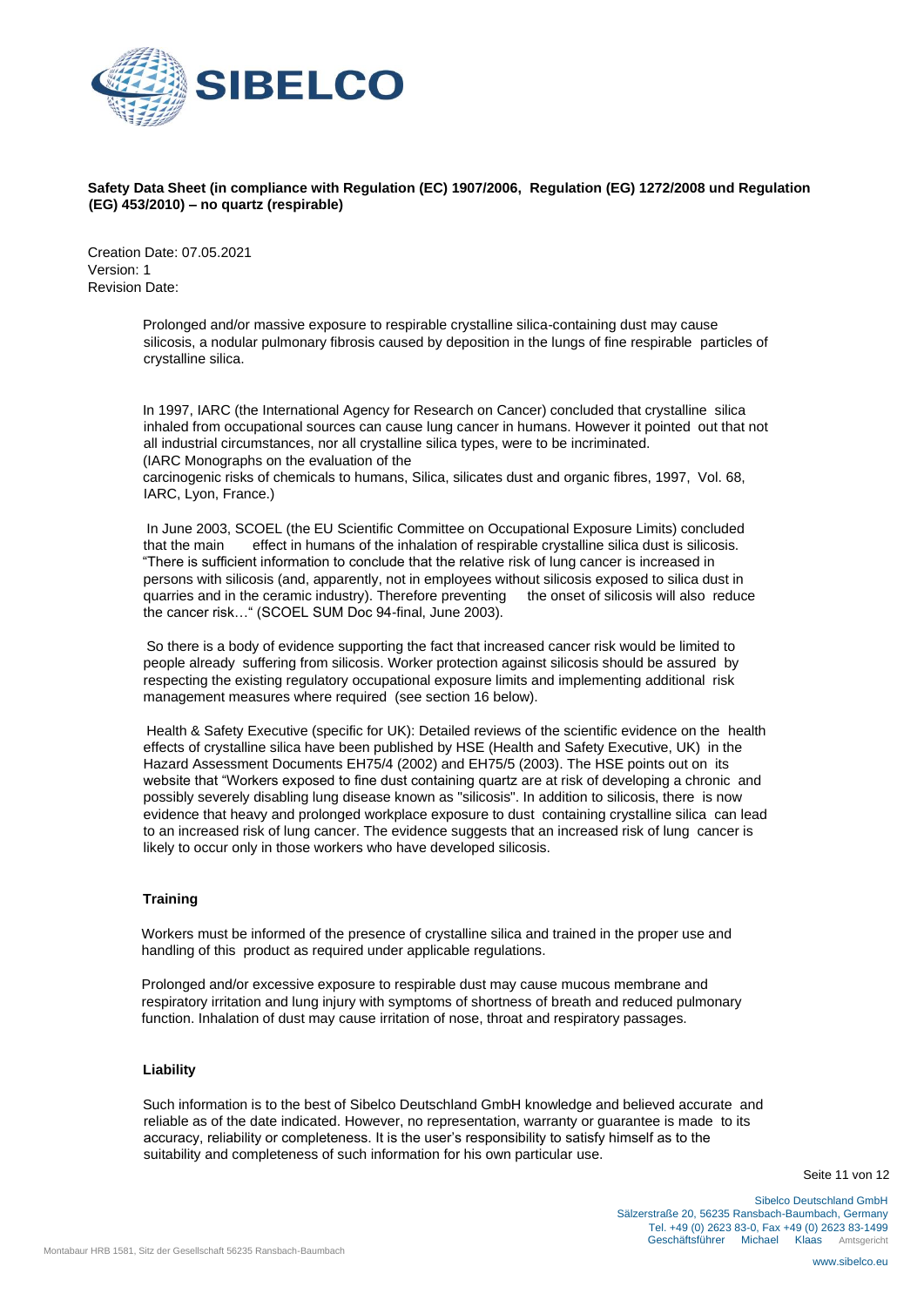Prolonged and/or massive exposure to respirable crystalline silica-containing dust may cause silicosis, a nodular pulmonary fibrosis caused by deposition in the lungs of fine respirable particles of crystalline silica.

In 1997, IARC (the International Agency for Research on Cancer) concluded that crystalline silica inhaled from occupational sources can cause lung cancer in humans. However it pointed out that not all industrial circumstances, nor all crystalline silica types, were to be incriminated. (IARC Monographs on the evaluation of the carcinogenic risks of chemicals to humans, Silica, silicates dust and organic fibres, 1997, Vol. 68, IARC, Lyon, France.)

In June 2003, SCOEL (the EU Scientific Committee on Occupational Exposure Limits) concluded that the main effect in humans of the inhalation of respirable crystalline silica dust is silicosis. "There is sufficient information to conclude that the relative risk of lung cancer is increased in persons with silicosis (and, apparently, not in employees without silicosis exposed to silica dust in quarries and in the ceramic industry). Therefore preventing the onset of silicosis will also reduce the cancer risk…" (SCOEL SUM Doc 94-final, June 2003).

So there is a body of evidence supporting the fact that increased cancer risk would be limited to people already suffering from silicosis. Worker protection against silicosis should be assured by respecting the existing regulatory occupational exposure limits and implementing additional risk management measures where required (see section 16 below).

Health & Safety Executive (specific for UK): Detailed reviews of the scientific evidence on the health effects of crystalline silica have been published by HSE (Health and Safety Executive, UK) in the Hazard Assessment Documents EH75/4 (2002) and EH75/5 (2003). The HSE points out on its website that "Workers exposed to fine dust containing quartz are at risk of developing a chronic and possibly severely disabling lung disease known as "silicosis". In addition to silicosis, there is now evidence that heavy and prolonged workplace exposure to dust containing crystalline silica can lead to an increased risk of lung cancer. The evidence suggests that an increased risk of lung cancer is likely to occur only in those workers who have developed silicosis.

**Training**

Workers must be informed of the presence of crystalline silica and trained in the proper use and handling of this product as required under applicable regulations.

Prolonged and/or excessive exposure to respirable dust may cause mucous membrane and respiratory irritation and lung injury with symptoms of shortness of breath and reduced pulmonary function. Inhalation of dust may cause irritation of nose, throat and respiratory passages.

**Liability**

Such information is to the best of Sibelco Deutschland GmbH knowledge and believed accurate and reliable as of the date indicated. However, no representation, warranty or guarantee is made to its accuracy, reliability or completeness. It is the user's responsibility to satisfy himself as to the suitability and completeness of such information for his own particular use.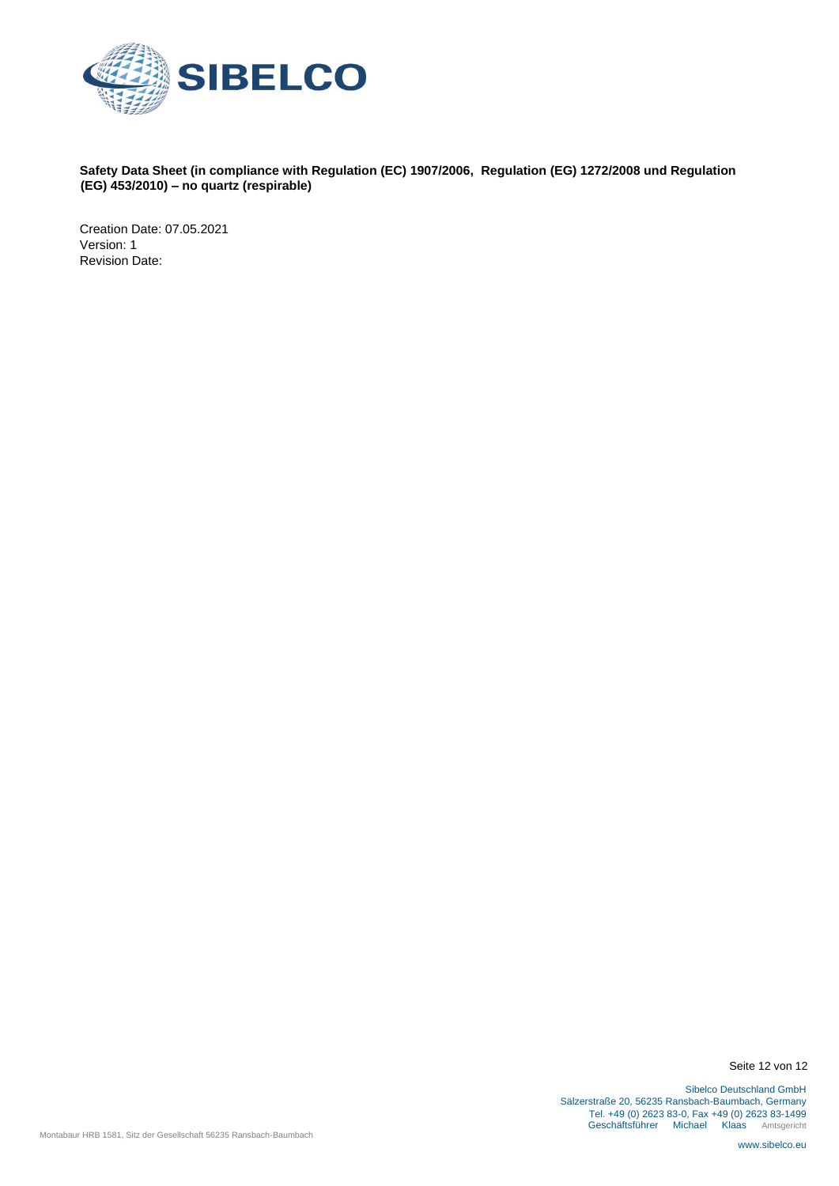**Safety Data Sheet (in compliance with Regulation (EC) 1907/2006, Regulation (EG) 1272/2008 und Regulation (EG) 453/2010) – no quartz (respirable)**

Creation Date: 07.05.2021
Version: 1
Revision Date: